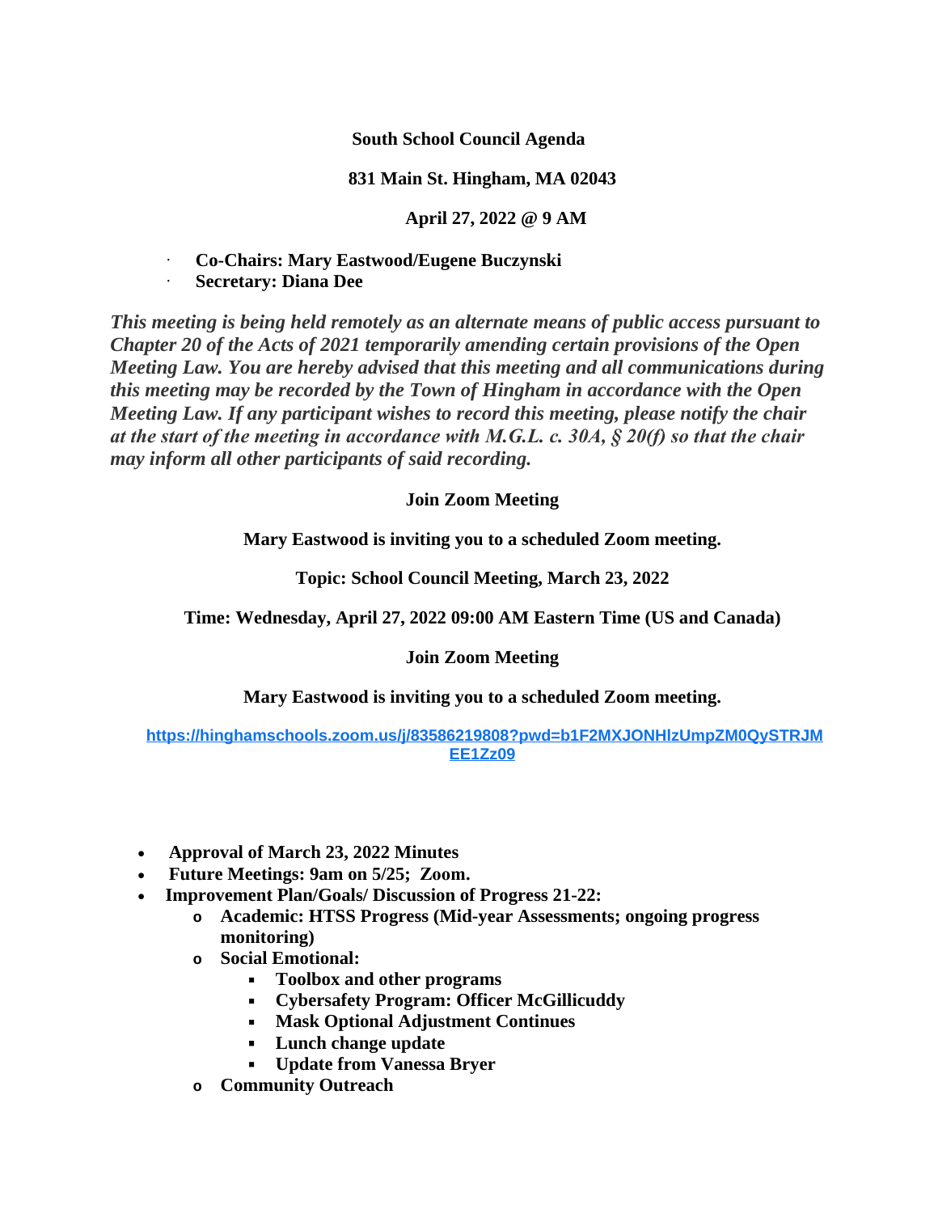**South School Council Agenda**

**831 Main St. Hingham, MA 02043**

**April 27, 2022 @ 9 AM**

- **Co-Chairs: Mary Eastwood/Eugene Buczynski**
- **Secretary: Diana Dee**

***This meeting is being held remotely as an alternate means of public access pursuant to Chapter 20 of the Acts of 2021 temporarily amending certain provisions of the Open Meeting Law. You are hereby advised that this meeting and all communications during this meeting may be recorded by the Town of Hingham in accordance with the Open Meeting Law. If any participant wishes to record this meeting, please notify the chair at the start of the meeting in accordance with M.G.L. c. 30A, § 20(f) so that the chair may inform all other participants of said recording.***

**Join Zoom Meeting**

**Mary Eastwood is inviting you to a scheduled Zoom meeting.**

**Topic: School Council Meeting, March 23, 2022**

**Time: Wednesday, April 27, 2022 09:00 AM Eastern Time (US and Canada)**

**Join Zoom Meeting**

**Mary Eastwood is inviting you to a scheduled Zoom meeting.**

https://hinghamschools.zoom.us/j/83586219808?pwd=b1F2MXJONHlzUmpZM0QySTRJMEE1Zz09

- **Approval of March 23, 2022 Minutes**
- **Future Meetings: 9am on 5/25; Zoom.**
- **Improvement Plan/Goals/ Discussion of Progress 21-22:**
  - **Academic: HTSS Progress (Mid-year Assessments; ongoing progress monitoring)**
  - **Social Emotional:**
    - **Toolbox and other programs**
    - **Cybersafety Program: Officer McGillicuddy**
    - **Mask Optional Adjustment Continues**
    - **Lunch change update**
    - **Update from Vanessa Bryer**
  - **Community Outreach**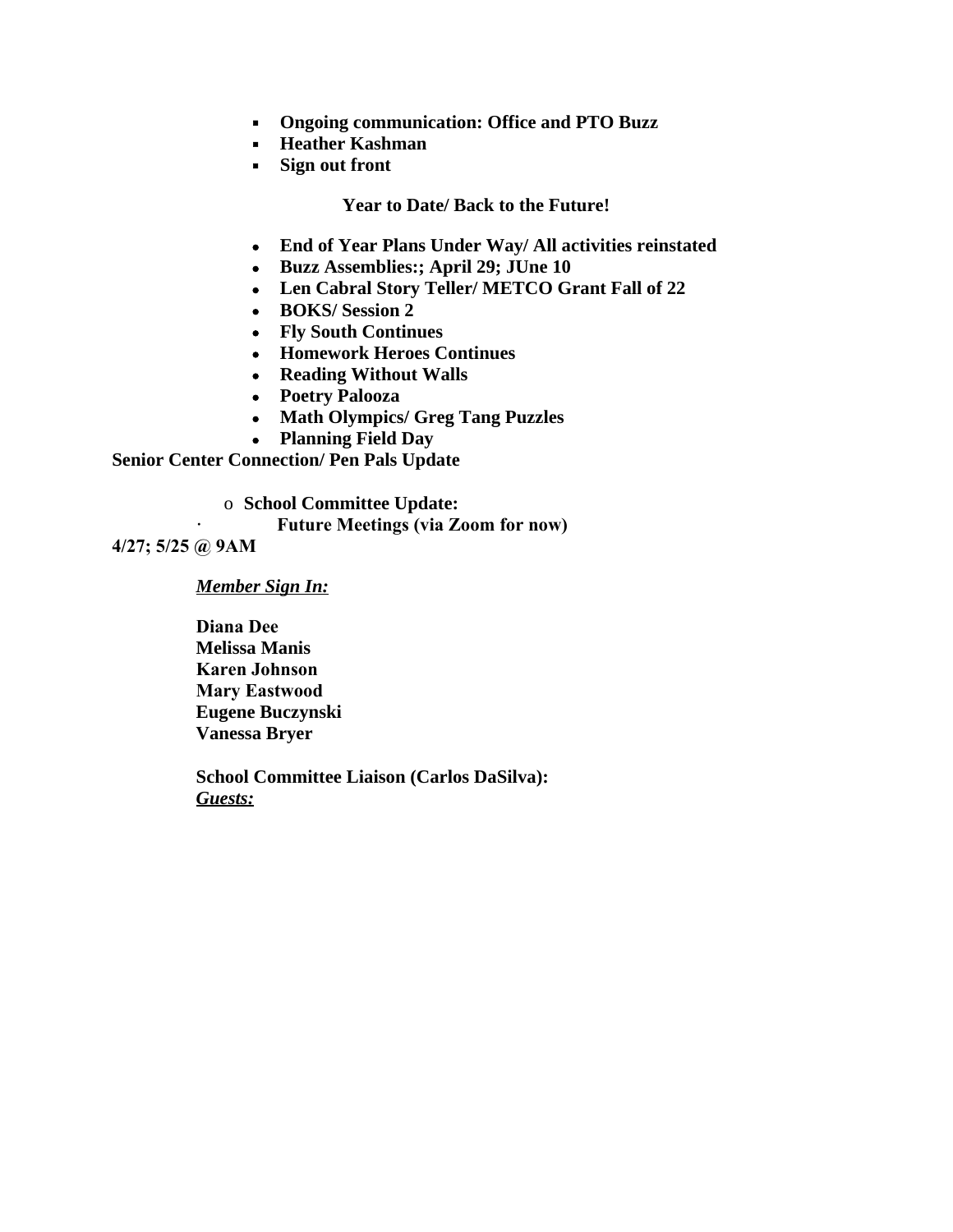- **Ongoing communication: Office and PTO Buzz**
- **Heather Kashman**
- **Sign out front**

**Year to Date/ Back to the Future!**

- **End of Year Plans Under Way/ All activities reinstated**
- **Buzz Assemblies:; April 29; JUne 10**
- **Len Cabral Story Teller/ METCO Grant Fall of 22**
- **BOKS/ Session 2**
- **Fly South Continues**
- **Homework Heroes Continues**
- **Reading Without Walls**
- **Poetry Palooza**
- **Math Olympics/ Greg Tang Puzzles**
- **Planning Field Day**

**Senior Center Connection/ Pen Pals Update**

- **School Committee Update:**
  - **Future Meetings (via Zoom for now)**

**4/27; 5/25 @ 9AM**

***Member Sign In:***

**Diana Dee**
**Melissa Manis**
**Karen Johnson**
**Mary Eastwood**
**Eugene Buczynski**
**Vanessa Bryer**

**School Committee Liaison (Carlos DaSilva):**
***Guests:***